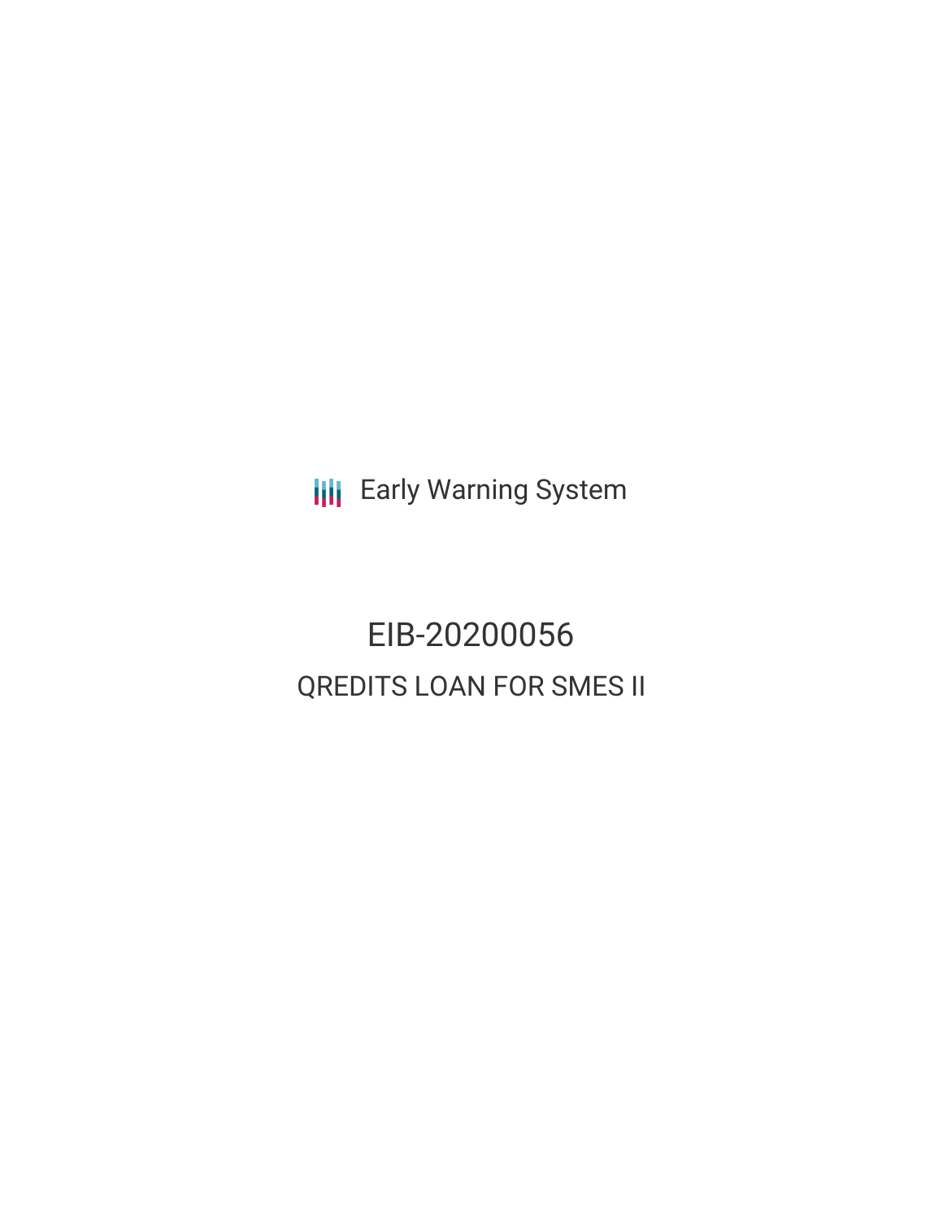Early Warning System

# EIB-20200056

## QREDITS LOAN FOR SMES II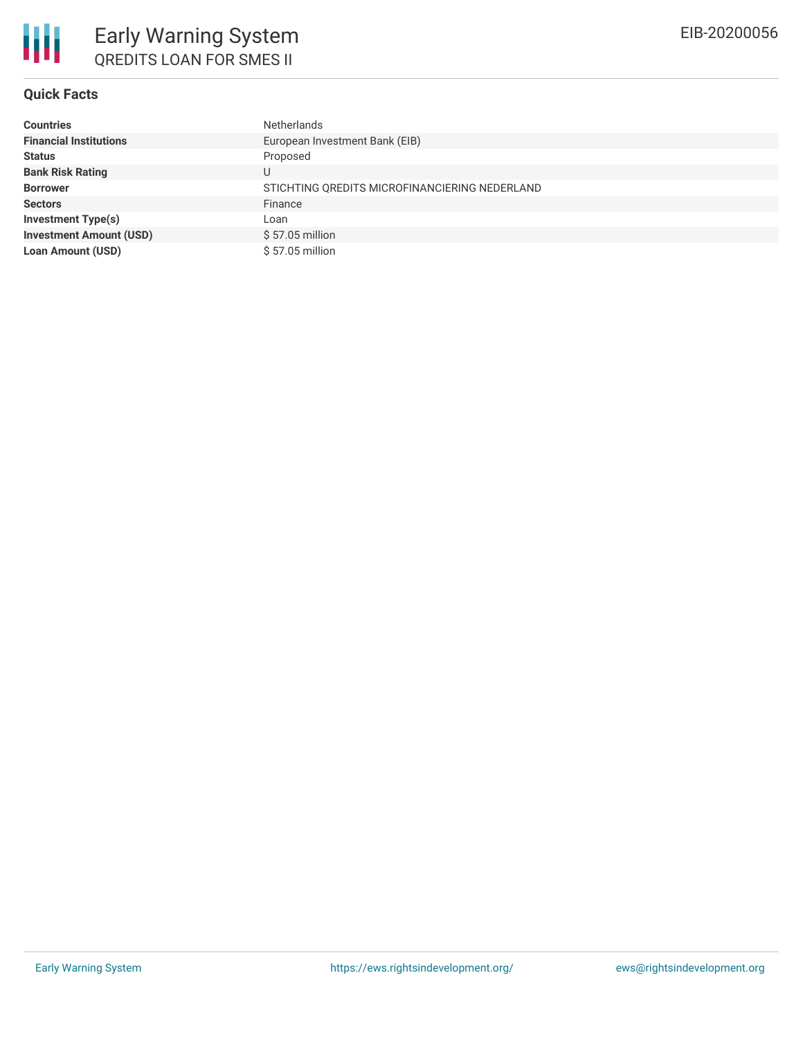## Quick Facts

| | |
|---|---|
| **Countries** | Netherlands |
| **Financial Institutions** | European Investment Bank (EIB) |
| **Status** | Proposed |
| **Bank Risk Rating** | U |
| **Borrower** | STICHTING QREDITS MICROFINANCIERING NEDERLAND |
| **Sectors** | Finance |
| **Investment Type(s)** | Loan |
| **Investment Amount (USD)** | $ 57.05 million |
| **Loan Amount (USD)** | $ 57.05 million |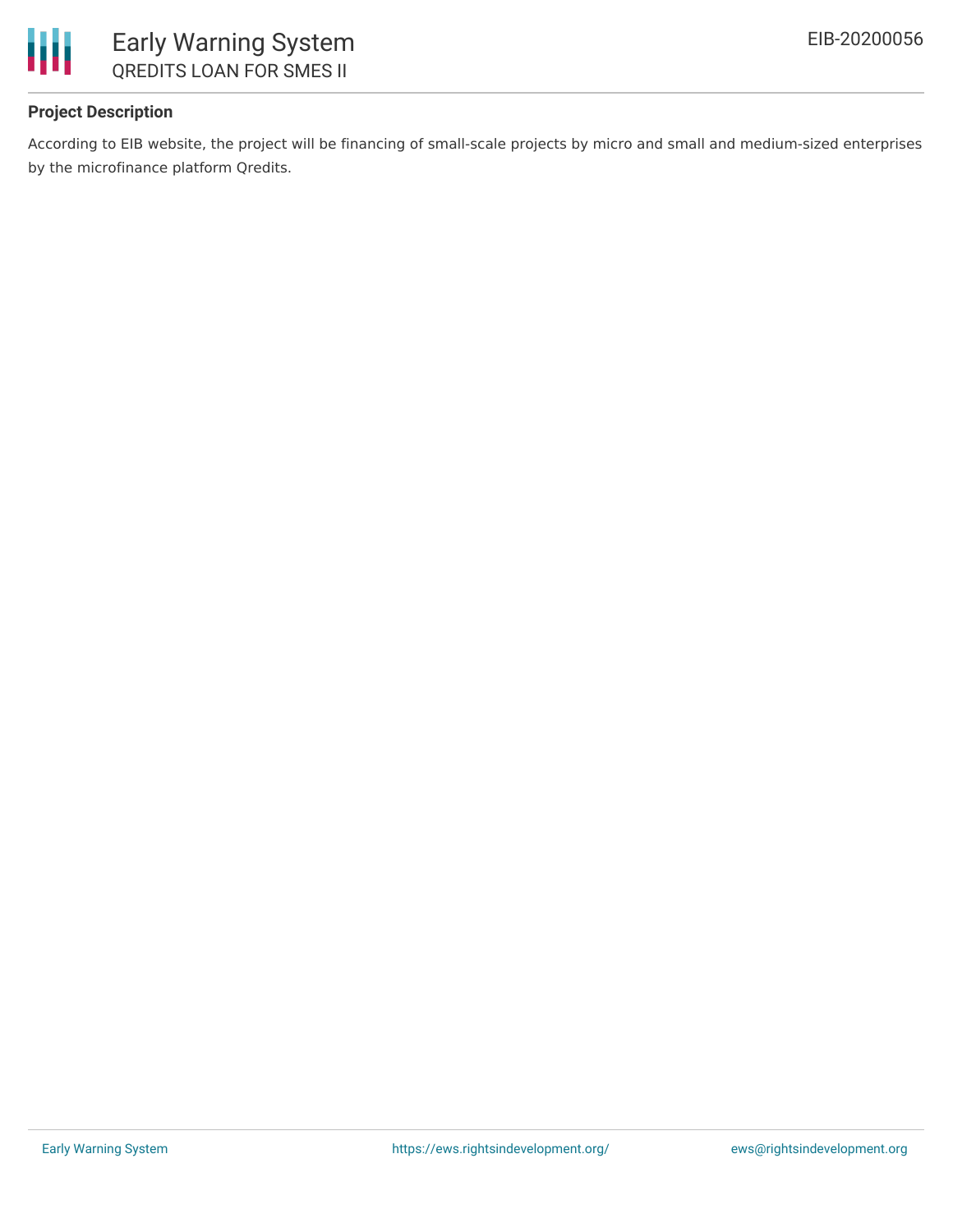**Project Description**

According to EIB website, the project will be financing of small-scale projects by micro and small and medium-sized enterprises by the microfinance platform Qredits.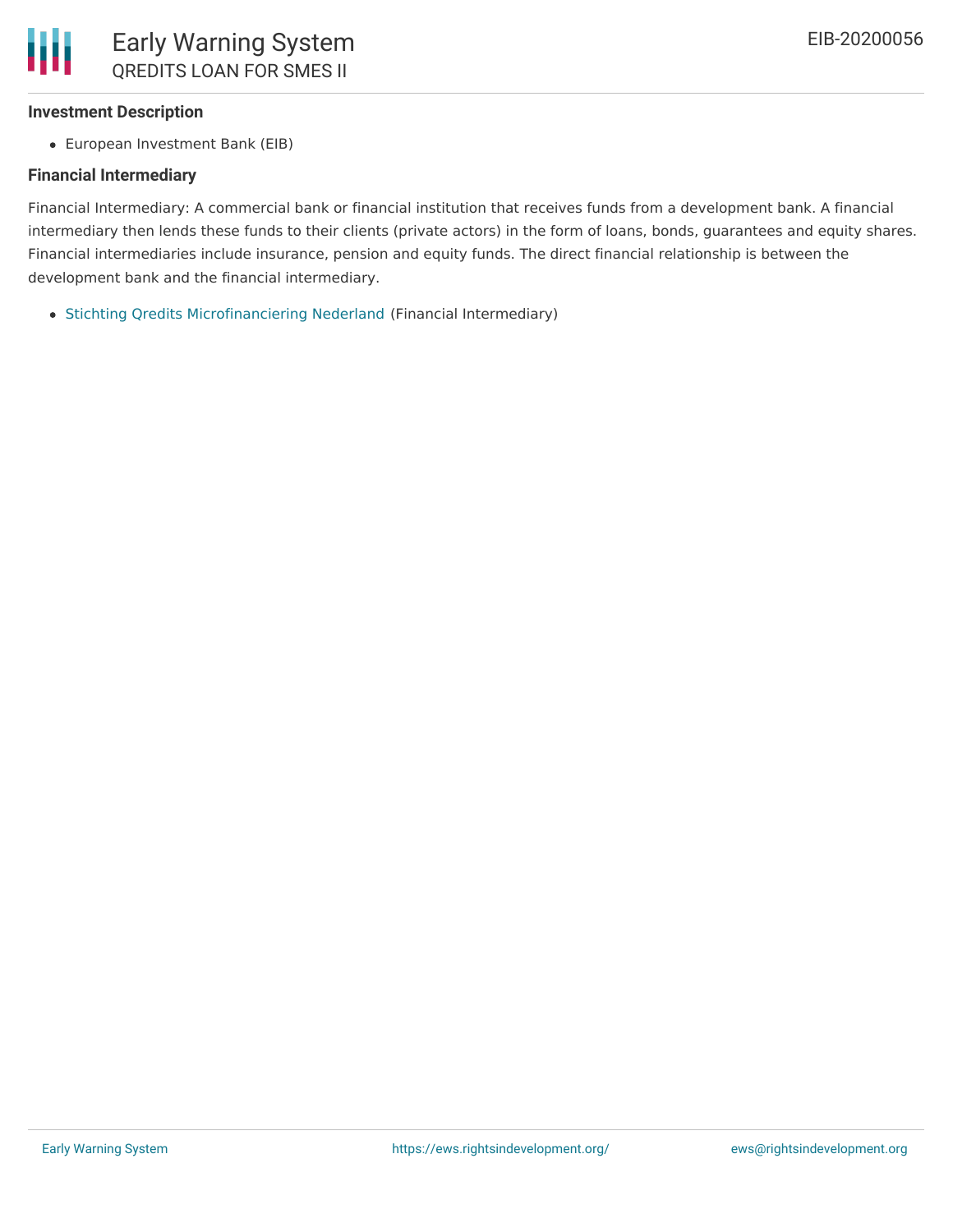### Investment Description

- European Investment Bank (EIB)

### Financial Intermediary

Financial Intermediary: A commercial bank or financial institution that receives funds from a development bank. A financial intermediary then lends these funds to their clients (private actors) in the form of loans, bonds, guarantees and equity shares. Financial intermediaries include insurance, pension and equity funds. The direct financial relationship is between the development bank and the financial intermediary.

- Stichting Qredits Microfinanciering Nederland (Financial Intermediary)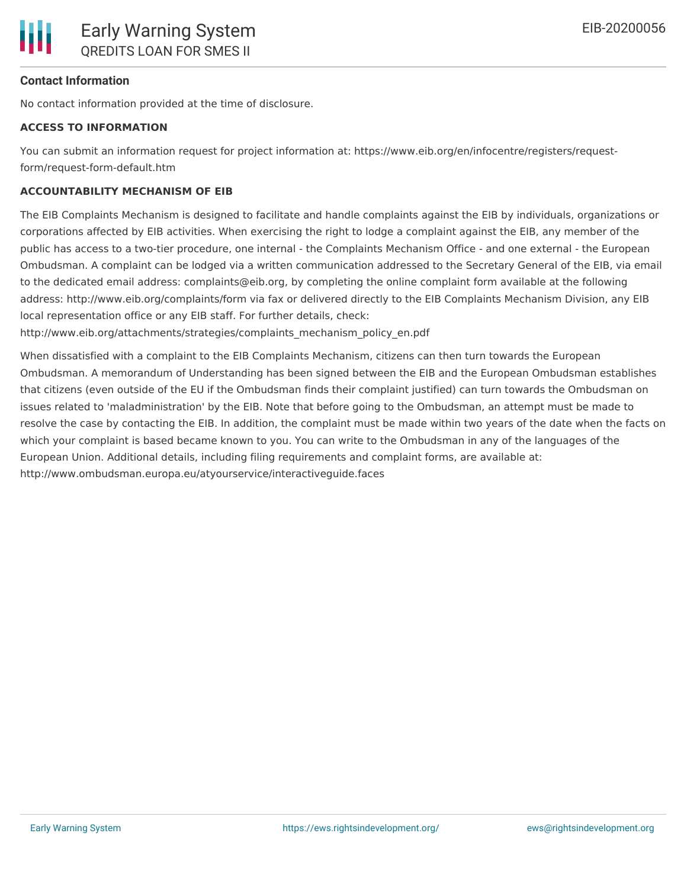### Contact Information

No contact information provided at the time of disclosure.

**ACCESS TO INFORMATION**

You can submit an information request for project information at: https://www.eib.org/en/infocentre/registers/request-form/request-form-default.htm

**ACCOUNTABILITY MECHANISM OF EIB**

The EIB Complaints Mechanism is designed to facilitate and handle complaints against the EIB by individuals, organizations or corporations affected by EIB activities. When exercising the right to lodge a complaint against the EIB, any member of the public has access to a two-tier procedure, one internal - the Complaints Mechanism Office - and one external - the European Ombudsman. A complaint can be lodged via a written communication addressed to the Secretary General of the EIB, via email to the dedicated email address: complaints@eib.org, by completing the online complaint form available at the following address: http://www.eib.org/complaints/form via fax or delivered directly to the EIB Complaints Mechanism Division, any EIB local representation office or any EIB staff. For further details, check: http://www.eib.org/attachments/strategies/complaints_mechanism_policy_en.pdf

When dissatisfied with a complaint to the EIB Complaints Mechanism, citizens can then turn towards the European Ombudsman. A memorandum of Understanding has been signed between the EIB and the European Ombudsman establishes that citizens (even outside of the EU if the Ombudsman finds their complaint justified) can turn towards the Ombudsman on issues related to 'maladministration' by the EIB. Note that before going to the Ombudsman, an attempt must be made to resolve the case by contacting the EIB. In addition, the complaint must be made within two years of the date when the facts on which your complaint is based became known to you. You can write to the Ombudsman in any of the languages of the European Union. Additional details, including filing requirements and complaint forms, are available at: http://www.ombudsman.europa.eu/atyourservice/interactiveguide.faces